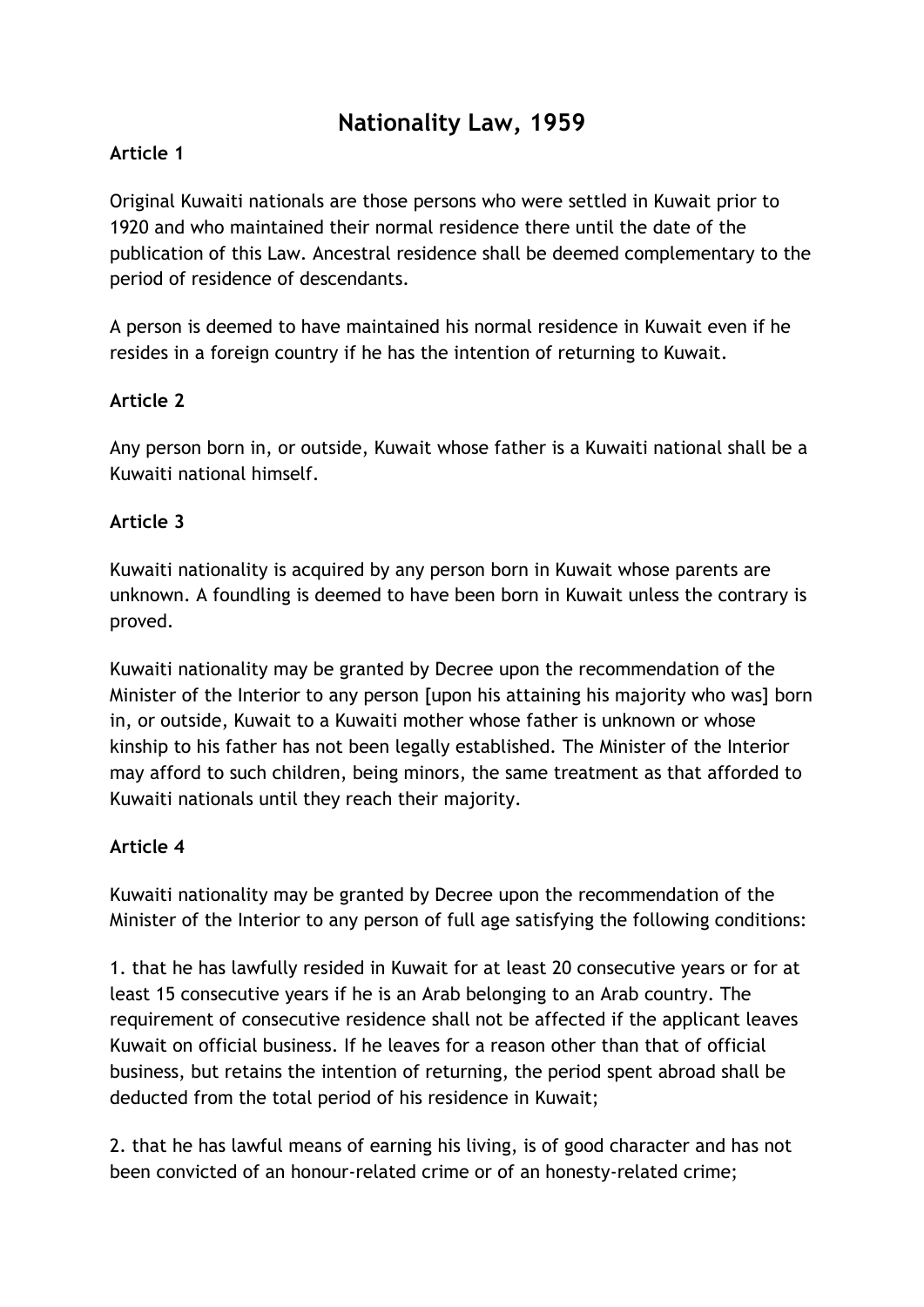# Nationality Law, 1959

### Article 1

Original Kuwaiti nationals are those persons who were settled in Kuwait prior to 1920 and who maintained their normal residence there until the date of the publication of this Law. Ancestral residence shall be deemed complementary to the period of residence of descendants.

A person is deemed to have maintained his normal residence in Kuwait even if he resides in a foreign country if he has the intention of returning to Kuwait.

### Article 2

Any person born in, or outside, Kuwait whose father is a Kuwaiti national shall be a Kuwaiti national himself.

### Article 3

Kuwaiti nationality is acquired by any person born in Kuwait whose parents are unknown. A foundling is deemed to have been born in Kuwait unless the contrary is proved.

Kuwaiti nationality may be granted by Decree upon the recommendation of the Minister of the Interior to any person [upon his attaining his majority who was] born in, or outside, Kuwait to a Kuwaiti mother whose father is unknown or whose kinship to his father has not been legally established. The Minister of the Interior may afford to such children, being minors, the same treatment as that afforded to Kuwaiti nationals until they reach their majority.

### Article 4

Kuwaiti nationality may be granted by Decree upon the recommendation of the Minister of the Interior to any person of full age satisfying the following conditions:

1. that he has lawfully resided in Kuwait for at least 20 consecutive years or for at least 15 consecutive years if he is an Arab belonging to an Arab country. The requirement of consecutive residence shall not be affected if the applicant leaves Kuwait on official business. If he leaves for a reason other than that of official business, but retains the intention of returning, the period spent abroad shall be deducted from the total period of his residence in Kuwait;

2. that he has lawful means of earning his living, is of good character and has not been convicted of an honour-related crime or of an honesty-related crime;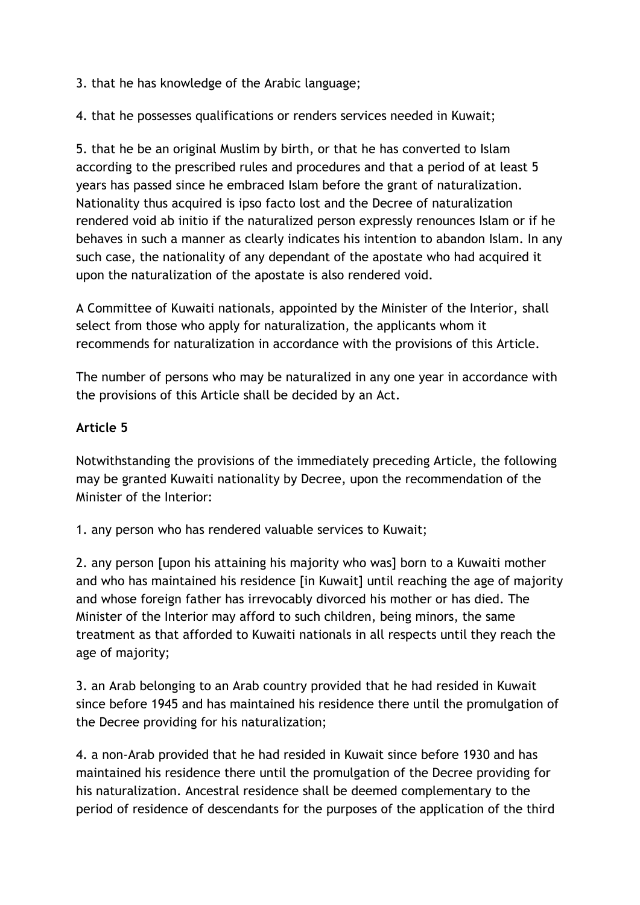3. that he has knowledge of the Arabic language;

4. that he possesses qualifications or renders services needed in Kuwait;

5. that he be an original Muslim by birth, or that he has converted to Islam according to the prescribed rules and procedures and that a period of at least 5 years has passed since he embraced Islam before the grant of naturalization. Nationality thus acquired is ipso facto lost and the Decree of naturalization rendered void ab initio if the naturalized person expressly renounces Islam or if he behaves in such a manner as clearly indicates his intention to abandon Islam. In any such case, the nationality of any dependant of the apostate who had acquired it upon the naturalization of the apostate is also rendered void.

A Committee of Kuwaiti nationals, appointed by the Minister of the Interior, shall select from those who apply for naturalization, the applicants whom it recommends for naturalization in accordance with the provisions of this Article.

The number of persons who may be naturalized in any one year in accordance with the provisions of this Article shall be decided by an Act.

**Article 5**

Notwithstanding the provisions of the immediately preceding Article, the following may be granted Kuwaiti nationality by Decree, upon the recommendation of the Minister of the Interior:

1. any person who has rendered valuable services to Kuwait;

2. any person [upon his attaining his majority who was] born to a Kuwaiti mother and who has maintained his residence [in Kuwait] until reaching the age of majority and whose foreign father has irrevocably divorced his mother or has died. The Minister of the Interior may afford to such children, being minors, the same treatment as that afforded to Kuwaiti nationals in all respects until they reach the age of majority;

3. an Arab belonging to an Arab country provided that he had resided in Kuwait since before 1945 and has maintained his residence there until the promulgation of the Decree providing for his naturalization;

4. a non-Arab provided that he had resided in Kuwait since before 1930 and has maintained his residence there until the promulgation of the Decree providing for his naturalization. Ancestral residence shall be deemed complementary to the period of residence of descendants for the purposes of the application of the third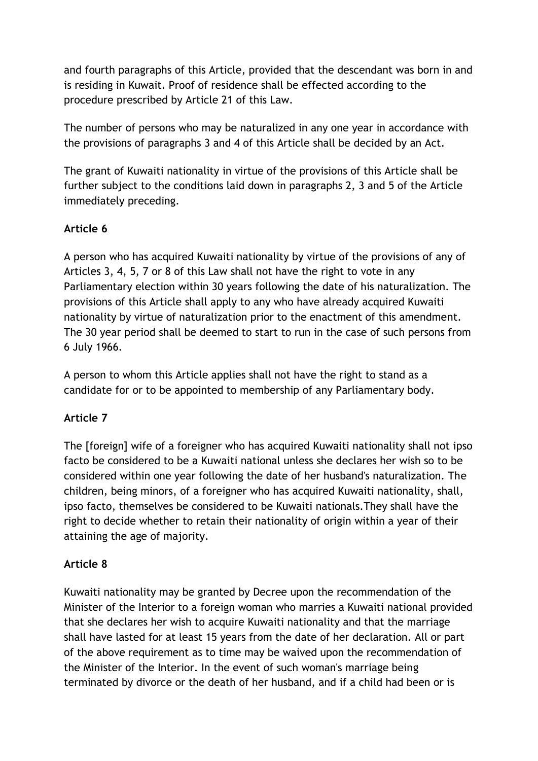and fourth paragraphs of this Article, provided that the descendant was born in and is residing in Kuwait. Proof of residence shall be effected according to the procedure prescribed by Article 21 of this Law.

The number of persons who may be naturalized in any one year in accordance with the provisions of paragraphs 3 and 4 of this Article shall be decided by an Act.

The grant of Kuwaiti nationality in virtue of the provisions of this Article shall be further subject to the conditions laid down in paragraphs 2, 3 and 5 of the Article immediately preceding.

**Article 6**

A person who has acquired Kuwaiti nationality by virtue of the provisions of any of Articles 3, 4, 5, 7 or 8 of this Law shall not have the right to vote in any Parliamentary election within 30 years following the date of his naturalization. The provisions of this Article shall apply to any who have already acquired Kuwaiti nationality by virtue of naturalization prior to the enactment of this amendment. The 30 year period shall be deemed to start to run in the case of such persons from 6 July 1966.

A person to whom this Article applies shall not have the right to stand as a candidate for or to be appointed to membership of any Parliamentary body.

**Article 7**

The [foreign] wife of a foreigner who has acquired Kuwaiti nationality shall not ipso facto be considered to be a Kuwaiti national unless she declares her wish so to be considered within one year following the date of her husband's naturalization. The children, being minors, of a foreigner who has acquired Kuwaiti nationality, shall, ipso facto, themselves be considered to be Kuwaiti nationals.They shall have the right to decide whether to retain their nationality of origin within a year of their attaining the age of majority.

**Article 8**

Kuwaiti nationality may be granted by Decree upon the recommendation of the Minister of the Interior to a foreign woman who marries a Kuwaiti national provided that she declares her wish to acquire Kuwaiti nationality and that the marriage shall have lasted for at least 15 years from the date of her declaration. All or part of the above requirement as to time may be waived upon the recommendation of the Minister of the Interior. In the event of such woman's marriage being terminated by divorce or the death of her husband, and if a child had been or is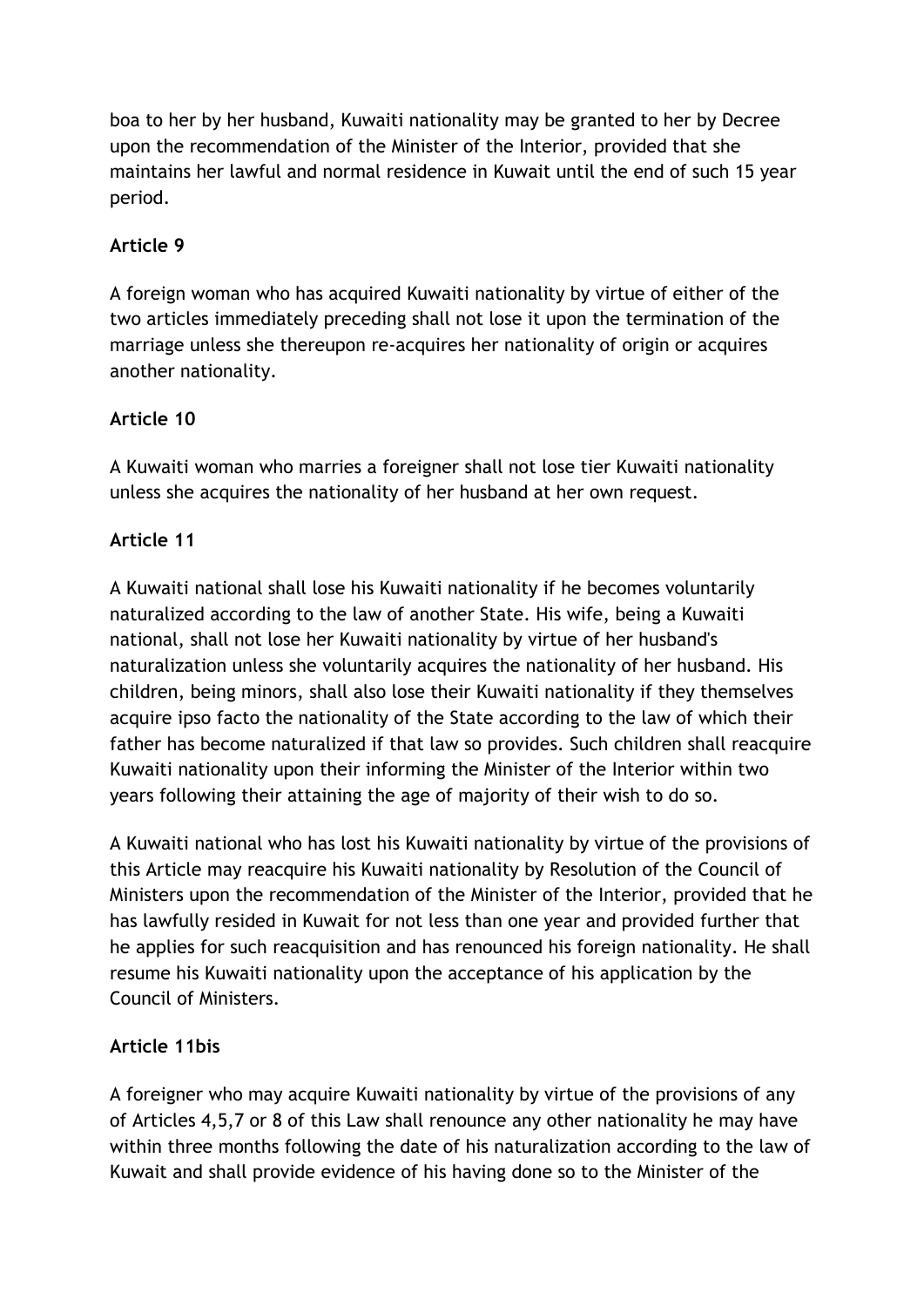boa to her by her husband, Kuwaiti nationality may be granted to her by Decree upon the recommendation of the Minister of the Interior, provided that she maintains her lawful and normal residence in Kuwait until the end of such 15 year period.

**Article 9**

A foreign woman who has acquired Kuwaiti nationality by virtue of either of the two articles immediately preceding shall not lose it upon the termination of the marriage unless she thereupon re-acquires her nationality of origin or acquires another nationality.

**Article 10**

A Kuwaiti woman who marries a foreigner shall not lose tier Kuwaiti nationality unless she acquires the nationality of her husband at her own request.

**Article 11**

A Kuwaiti national shall lose his Kuwaiti nationality if he becomes voluntarily naturalized according to the law of another State. His wife, being a Kuwaiti national, shall not lose her Kuwaiti nationality by virtue of her husband's naturalization unless she voluntarily acquires the nationality of her husband. His children, being minors, shall also lose their Kuwaiti nationality if they themselves acquire ipso facto the nationality of the State according to the law of which their father has become naturalized if that law so provides. Such children shall reacquire Kuwaiti nationality upon their informing the Minister of the Interior within two years following their attaining the age of majority of their wish to do so.

A Kuwaiti national who has lost his Kuwaiti nationality by virtue of the provisions of this Article may reacquire his Kuwaiti nationality by Resolution of the Council of Ministers upon the recommendation of the Minister of the Interior, provided that he has lawfully resided in Kuwait for not less than one year and provided further that he applies for such reacquisition and has renounced his foreign nationality. He shall resume his Kuwaiti nationality upon the acceptance of his application by the Council of Ministers.

**Article 11bis**

A foreigner who may acquire Kuwaiti nationality by virtue of the provisions of any of Articles 4,5,7 or 8 of this Law shall renounce any other nationality he may have within three months following the date of his naturalization according to the law of Kuwait and shall provide evidence of his having done so to the Minister of the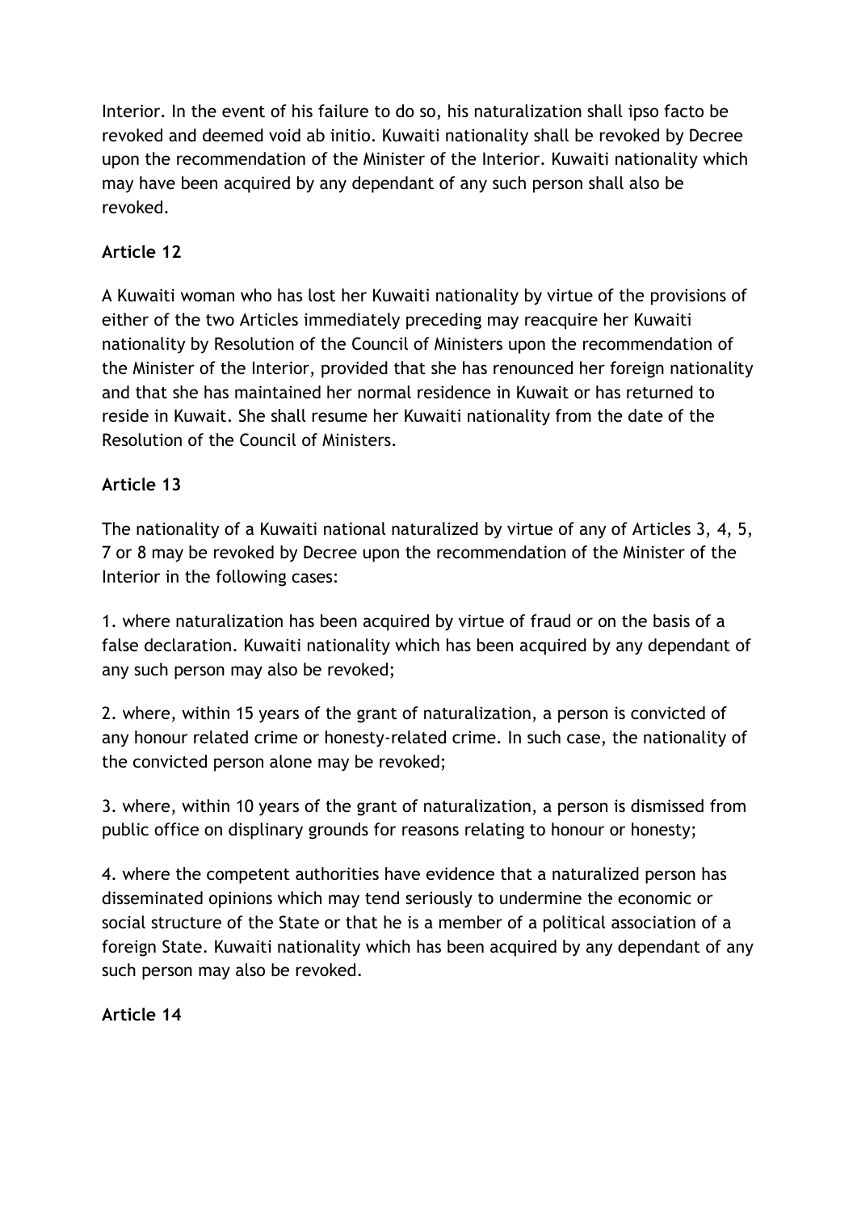Interior. In the event of his failure to do so, his naturalization shall ipso facto be revoked and deemed void ab initio. Kuwaiti nationality shall be revoked by Decree upon the recommendation of the Minister of the Interior. Kuwaiti nationality which may have been acquired by any dependant of any such person shall also be revoked.

**Article 12**

A Kuwaiti woman who has lost her Kuwaiti nationality by virtue of the provisions of either of the two Articles immediately preceding may reacquire her Kuwaiti nationality by Resolution of the Council of Ministers upon the recommendation of the Minister of the Interior, provided that she has renounced her foreign nationality and that she has maintained her normal residence in Kuwait or has returned to reside in Kuwait. She shall resume her Kuwaiti nationality from the date of the Resolution of the Council of Ministers.

**Article 13**

The nationality of a Kuwaiti national naturalized by virtue of any of Articles 3, 4, 5, 7 or 8 may be revoked by Decree upon the recommendation of the Minister of the Interior in the following cases:

1. where naturalization has been acquired by virtue of fraud or on the basis of a false declaration. Kuwaiti nationality which has been acquired by any dependant of any such person may also be revoked;

2. where, within 15 years of the grant of naturalization, a person is convicted of any honour related crime or honesty-related crime. In such case, the nationality of the convicted person alone may be revoked;

3. where, within 10 years of the grant of naturalization, a person is dismissed from public office on displinary grounds for reasons relating to honour or honesty;

4. where the competent authorities have evidence that a naturalized person has disseminated opinions which may tend seriously to undermine the economic or social structure of the State or that he is a member of a political association of a foreign State. Kuwaiti nationality which has been acquired by any dependant of any such person may also be revoked.

**Article 14**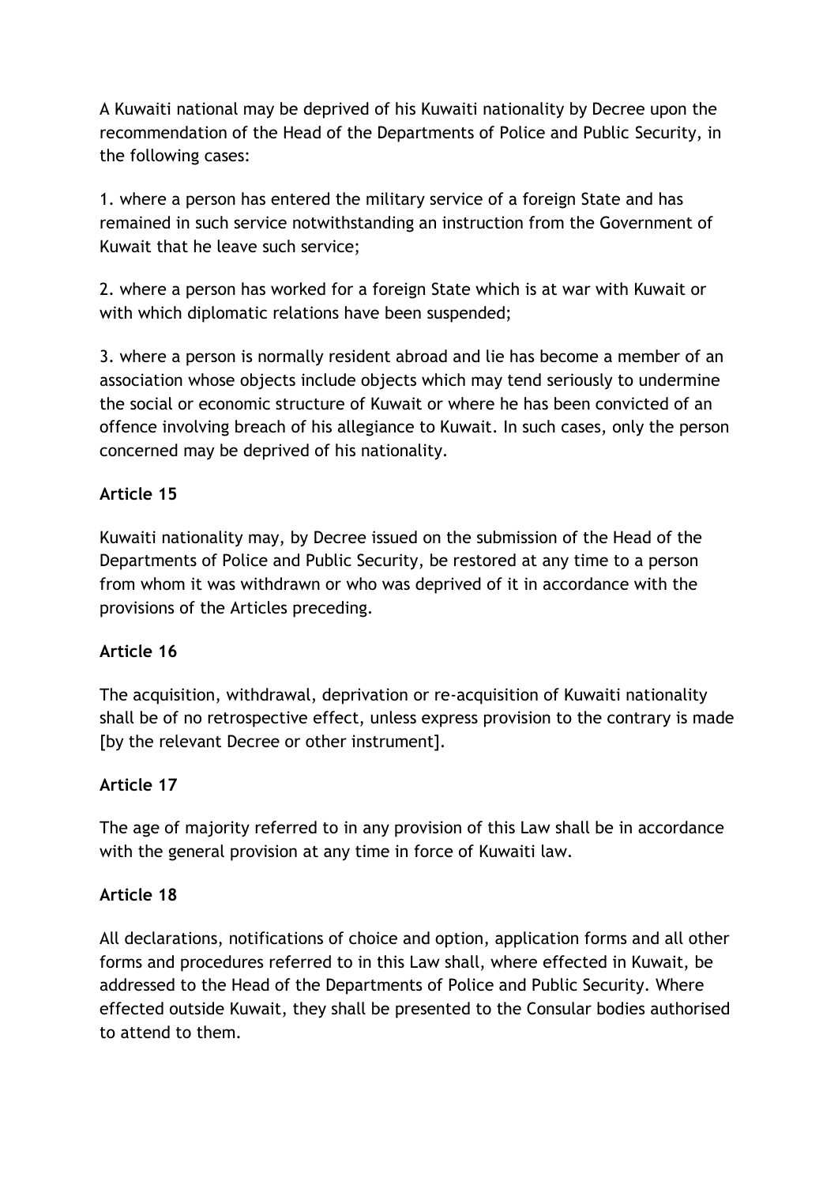A Kuwaiti national may be deprived of his Kuwaiti nationality by Decree upon the recommendation of the Head of the Departments of Police and Public Security, in the following cases:

1. where a person has entered the military service of a foreign State and has remained in such service notwithstanding an instruction from the Government of Kuwait that he leave such service;

2. where a person has worked for a foreign State which is at war with Kuwait or with which diplomatic relations have been suspended;

3. where a person is normally resident abroad and lie has become a member of an association whose objects include objects which may tend seriously to undermine the social or economic structure of Kuwait or where he has been convicted of an offence involving breach of his allegiance to Kuwait. In such cases, only the person concerned may be deprived of his nationality.

**Article 15**

Kuwaiti nationality may, by Decree issued on the submission of the Head of the Departments of Police and Public Security, be restored at any time to a person from whom it was withdrawn or who was deprived of it in accordance with the provisions of the Articles preceding.

**Article 16**

The acquisition, withdrawal, deprivation or re-acquisition of Kuwaiti nationality shall be of no retrospective effect, unless express provision to the contrary is made [by the relevant Decree or other instrument].

**Article 17**

The age of majority referred to in any provision of this Law shall be in accordance with the general provision at any time in force of Kuwaiti law.

**Article 18**

All declarations, notifications of choice and option, application forms and all other forms and procedures referred to in this Law shall, where effected in Kuwait, be addressed to the Head of the Departments of Police and Public Security. Where effected outside Kuwait, they shall be presented to the Consular bodies authorised to attend to them.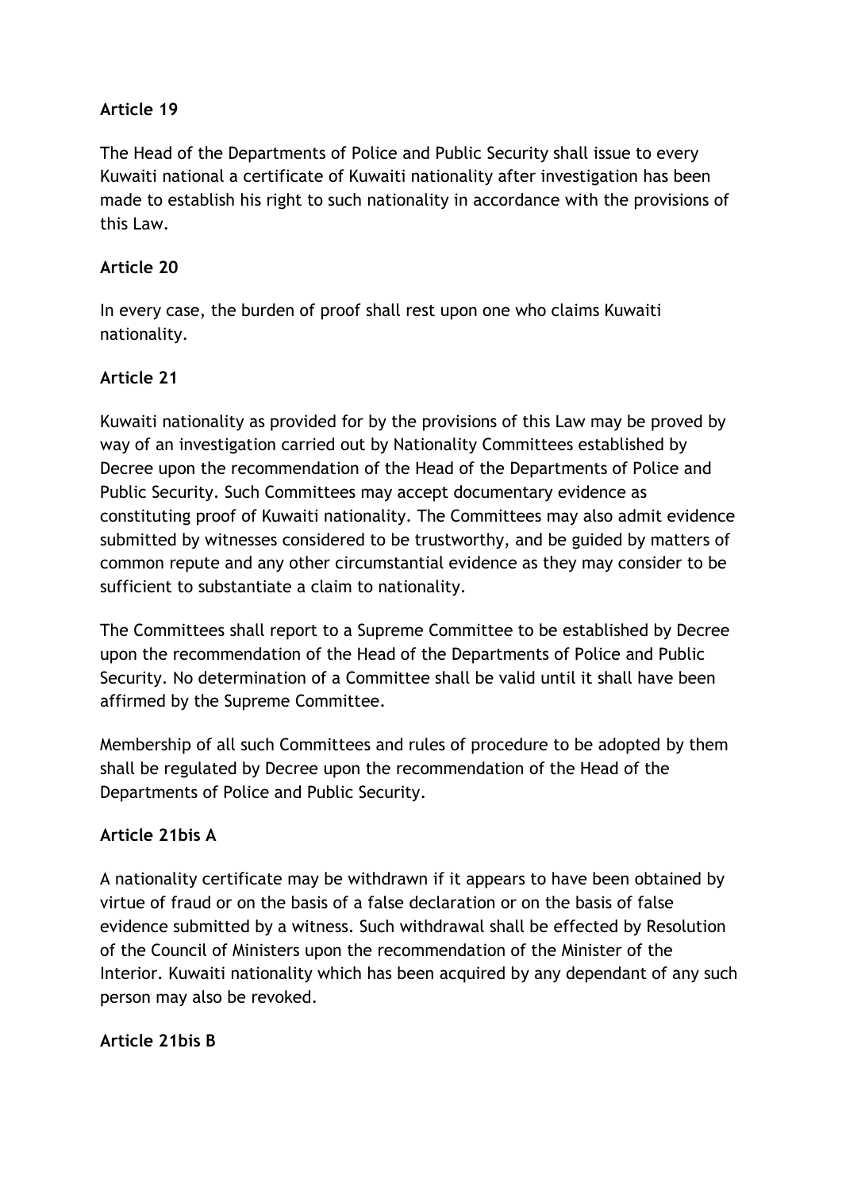**Article 19**

The Head of the Departments of Police and Public Security shall issue to every Kuwaiti national a certificate of Kuwaiti nationality after investigation has been made to establish his right to such nationality in accordance with the provisions of this Law.

**Article 20**

In every case, the burden of proof shall rest upon one who claims Kuwaiti nationality.

**Article 21**

Kuwaiti nationality as provided for by the provisions of this Law may be proved by way of an investigation carried out by Nationality Committees established by Decree upon the recommendation of the Head of the Departments of Police and Public Security. Such Committees may accept documentary evidence as constituting proof of Kuwaiti nationality. The Committees may also admit evidence submitted by witnesses considered to be trustworthy, and be guided by matters of common repute and any other circumstantial evidence as they may consider to be sufficient to substantiate a claim to nationality.

The Committees shall report to a Supreme Committee to be established by Decree upon the recommendation of the Head of the Departments of Police and Public Security. No determination of a Committee shall be valid until it shall have been affirmed by the Supreme Committee.

Membership of all such Committees and rules of procedure to be adopted by them shall be regulated by Decree upon the recommendation of the Head of the Departments of Police and Public Security.

**Article 21bis A**

A nationality certificate may be withdrawn if it appears to have been obtained by virtue of fraud or on the basis of a false declaration or on the basis of false evidence submitted by a witness. Such withdrawal shall be effected by Resolution of the Council of Ministers upon the recommendation of the Minister of the Interior. Kuwaiti nationality which has been acquired by any dependant of any such person may also be revoked.

**Article 21bis B**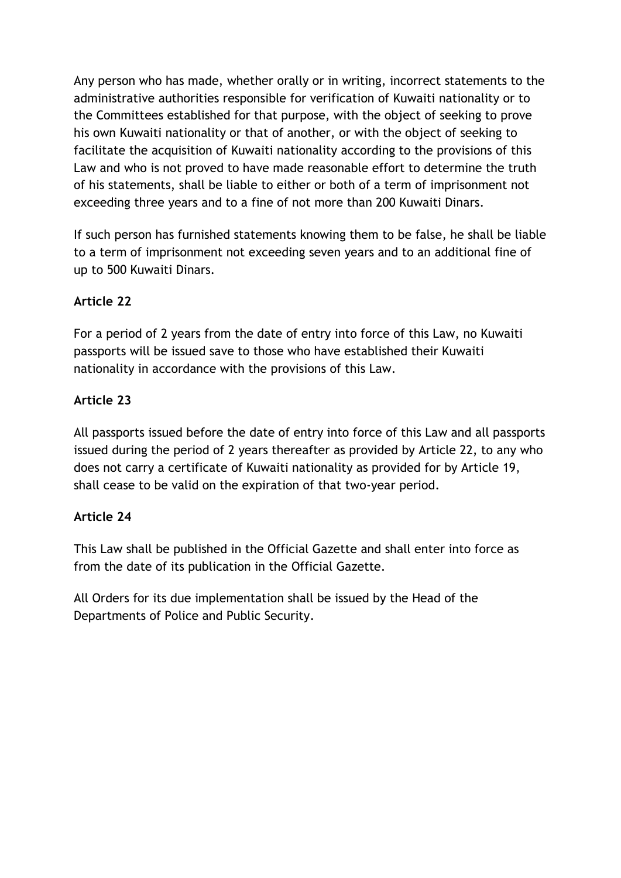Any person who has made, whether orally or in writing, incorrect statements to the administrative authorities responsible for verification of Kuwaiti nationality or to the Committees established for that purpose, with the object of seeking to prove his own Kuwaiti nationality or that of another, or with the object of seeking to facilitate the acquisition of Kuwaiti nationality according to the provisions of this Law and who is not proved to have made reasonable effort to determine the truth of his statements, shall be liable to either or both of a term of imprisonment not exceeding three years and to a fine of not more than 200 Kuwaiti Dinars.

If such person has furnished statements knowing them to be false, he shall be liable to a term of imprisonment not exceeding seven years and to an additional fine of up to 500 Kuwaiti Dinars.

**Article 22**

For a period of 2 years from the date of entry into force of this Law, no Kuwaiti passports will be issued save to those who have established their Kuwaiti nationality in accordance with the provisions of this Law.

**Article 23**

All passports issued before the date of entry into force of this Law and all passports issued during the period of 2 years thereafter as provided by Article 22, to any who does not carry a certificate of Kuwaiti nationality as provided for by Article 19, shall cease to be valid on the expiration of that two-year period.

**Article 24**

This Law shall be published in the Official Gazette and shall enter into force as from the date of its publication in the Official Gazette.

All Orders for its due implementation shall be issued by the Head of the Departments of Police and Public Security.